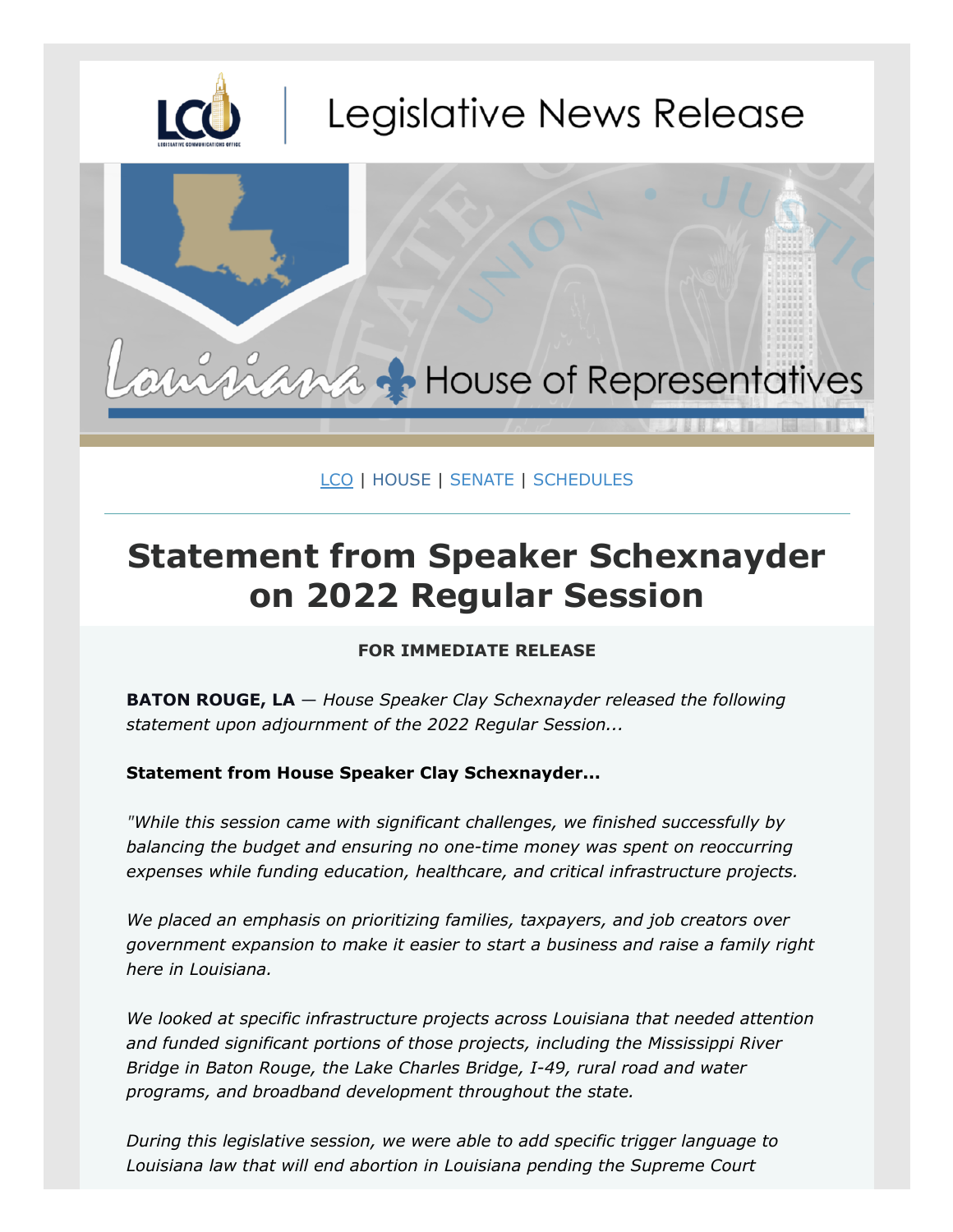Legislative News Release

Louisiana House of Representatives

LCO | HOUSE | SENATE | SCHEDULES

# Statement from Speaker Schexnayder on 2022 Regular Session

**FOR IMMEDIATE RELEASE**

**BATON ROUGE, LA** — *House Speaker Clay Schexnayder released the following statement upon adjournment of the 2022 Regular Session...*

**Statement from House Speaker Clay Schexnayder...**

*"While this session came with significant challenges, we finished successfully by balancing the budget and ensuring no one-time money was spent on reoccurring expenses while funding education, healthcare, and critical infrastructure projects.*

*We placed an emphasis on prioritizing families, taxpayers, and job creators over government expansion to make it easier to start a business and raise a family right here in Louisiana.*

*We looked at specific infrastructure projects across Louisiana that needed attention and funded significant portions of those projects, including the Mississippi River Bridge in Baton Rouge, the Lake Charles Bridge, I-49, rural road and water programs, and broadband development throughout the state.*

*During this legislative session, we were able to add specific trigger language to Louisiana law that will end abortion in Louisiana pending the Supreme Court*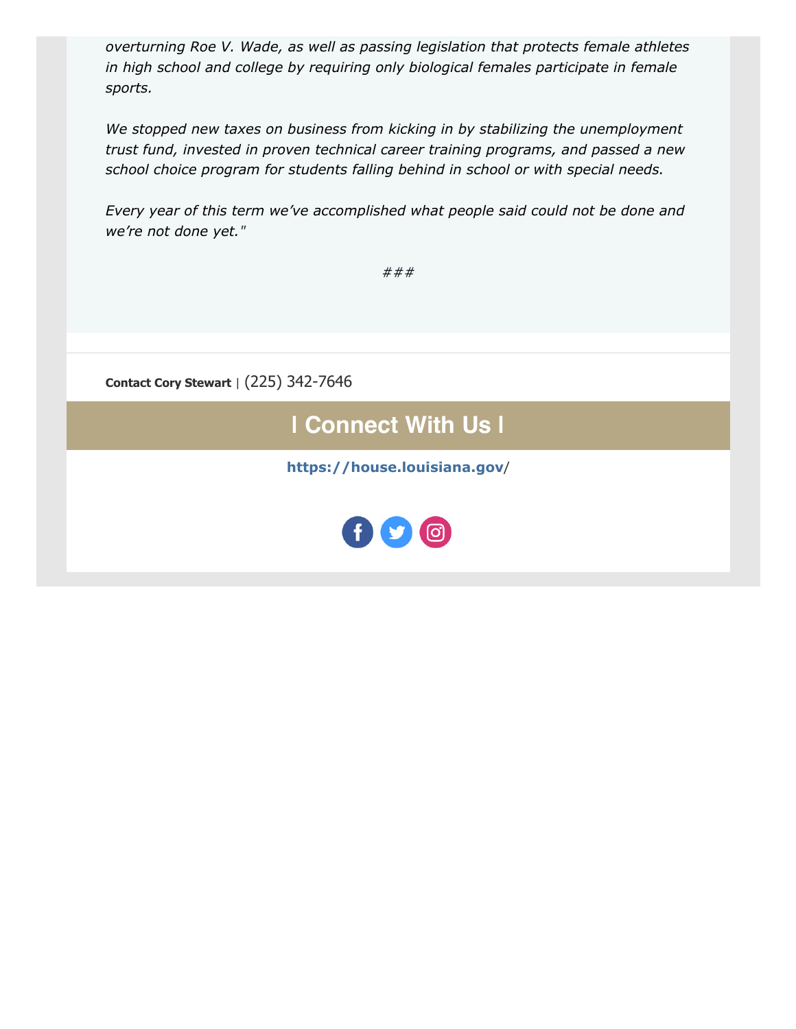*overturning Roe V. Wade, as well as passing legislation that protects female athletes in high school and college by requiring only biological females participate in female sports.*

*We stopped new taxes on business from kicking in by stabilizing the unemployment trust fund, invested in proven technical career training programs, and passed a new school choice program for students falling behind in school or with special needs.*

*Every year of this term we've accomplished what people said could not be done and we're not done yet."*

*###*

**Contact Cory Stewart** | (225) 342-7646

## | Connect With Us |

**https://house.louisiana.gov**/